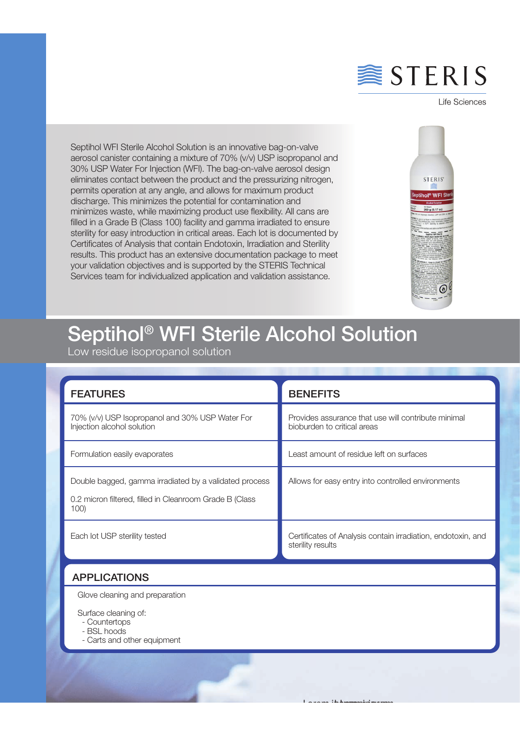STERIS

Life Sciences

Septihol WFI Sterile Alcohol Solution is an innovative bag-on-valve aerosol canister containing a mixture of 70% (v/v) USP isopropanol and 30% USP Water For Injection (WFI). The bag-on-valve design eliminates contact between the product and the pressurizing nitrogen, permits operation at any angle, and allows for maximum product discharge. This minimizes the potential for contamination and minimizes waste, while maximizing product use flexibility. All cans are filled in a Grade B (Class 100) facility and gamma irradiated to ensure sterility for easy introduction in critical areas. Each lot is documented by Certificates of Analysis that contain Endotoxin, Irradiation and Sterility results. This product has an extensive documentation package to meet your validation objectives and is supported by the STERIS Technical Services team for individualized application and validation assistance.

# Septihol® WFI Sterile Alcohol Solution

Low residue isopropanol solution

| FEATURES | BENEFITS |
|---|---|
| 70% (v/v) USP Isopropanol and 30% USP Water For Injection alcohol solution | Provides assurance that use will contribute minimal bioburden to critical areas |
| Formulation easily evaporates | Least amount of residue left on surfaces |
| Double bagged, gamma irradiated by a validated process<br><br>0.2 micron filtered, filled in Cleanroom Grade B (Class 100) | Allows for easy entry into controlled environments |
| Each lot USP sterility tested | Certificates of Analysis contain irradiation, endotoxin, and sterility results |

## APPLICATIONS

Glove cleaning and preparation

Surface cleaning of:
- Countertops
- BSL hoods
- Carts and other equipment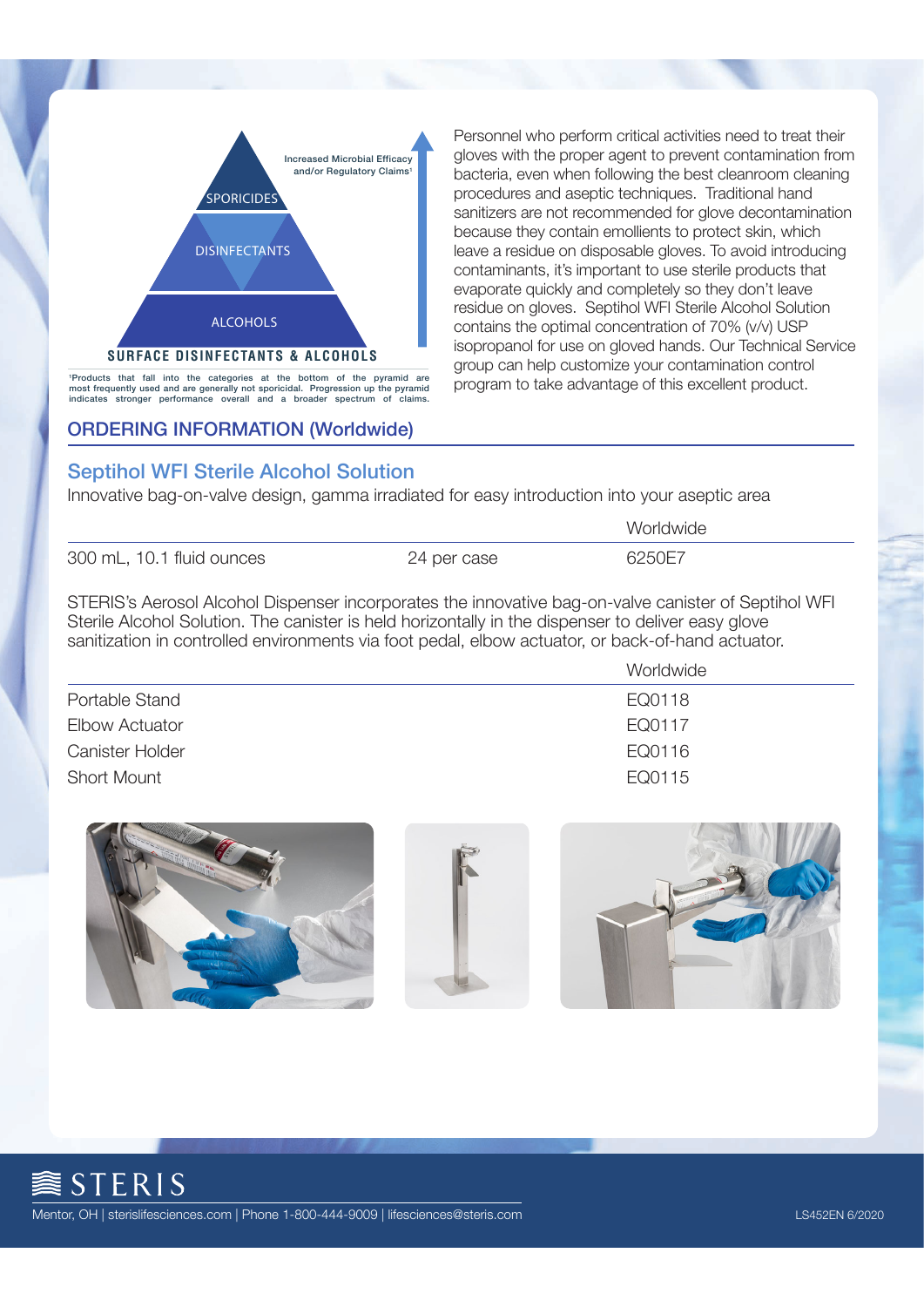SPORICIDES

DISINFECTANTS

ALCOHOLS

Increased Microbial Efficacy and/or Regulatory Claims[1]

SURFACE DISINFECTANTS & ALCOHOLS

[1]Products that fall into the categories at the bottom of the pyramid are most frequently used and are generally not sporicidal. Progression up the pyramid indicates stronger performance overall and a broader spectrum of claims.

Personnel who perform critical activities need to treat their gloves with the proper agent to prevent contamination from bacteria, even when following the best cleanroom cleaning procedures and aseptic techniques. Traditional hand sanitizers are not recommended for glove decontamination because they contain emollients to protect skin, which leave a residue on disposable gloves. To avoid introducing contaminants, it's important to use sterile products that evaporate quickly and completely so they don't leave residue on gloves. Septihol WFI Sterile Alcohol Solution contains the optimal concentration of 70% (v/v) USP isopropanol for use on gloved hands. Our Technical Service group can help customize your contamination control program to take advantage of this excellent product.

## ORDERING INFORMATION (Worldwide)

### Septihol WFI Sterile Alcohol Solution

Innovative bag-on-valve design, gamma irradiated for easy introduction into your aseptic area

| | | Worldwide |
|---|---|---|
| 300 mL, 10.1 fluid ounces | 24 per case | 6250E7 |

STERIS's Aerosol Alcohol Dispenser incorporates the innovative bag-on-valve canister of Septihol WFI Sterile Alcohol Solution. The canister is held horizontally in the dispenser to deliver easy glove sanitization in controlled environments via foot pedal, elbow actuator, or back-of-hand actuator.

| | Worldwide |
|---|---|
| Portable Stand | EQ0118 |
| Elbow Actuator | EQ0117 |
| Canister Holder | EQ0116 |
| Short Mount | EQ0115 |

STERIS

Mentor, OH | sterislifesciences.com | Phone 1-800-444-9009 | lifesciences@steris.com

LS452EN 6/2020